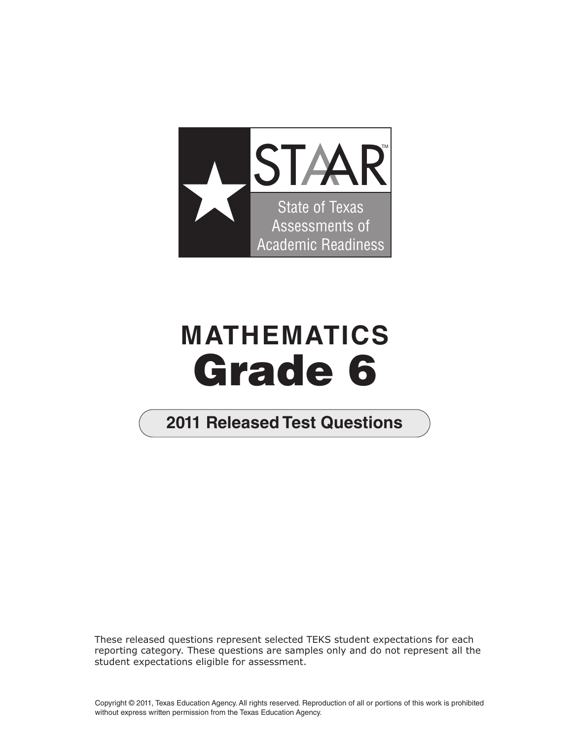STAAR™

State of Texas Assessments of Academic Readiness

# MATHEMATICS
# Grade 6

## 2011 Released Test Questions

These released questions represent selected TEKS student expectations for each reporting category. These questions are samples only and do not represent all the student expectations eligible for assessment.

Copyright © 2011, Texas Education Agency. All rights reserved. Reproduction of all or portions of this work is prohibited without express written permission from the Texas Education Agency.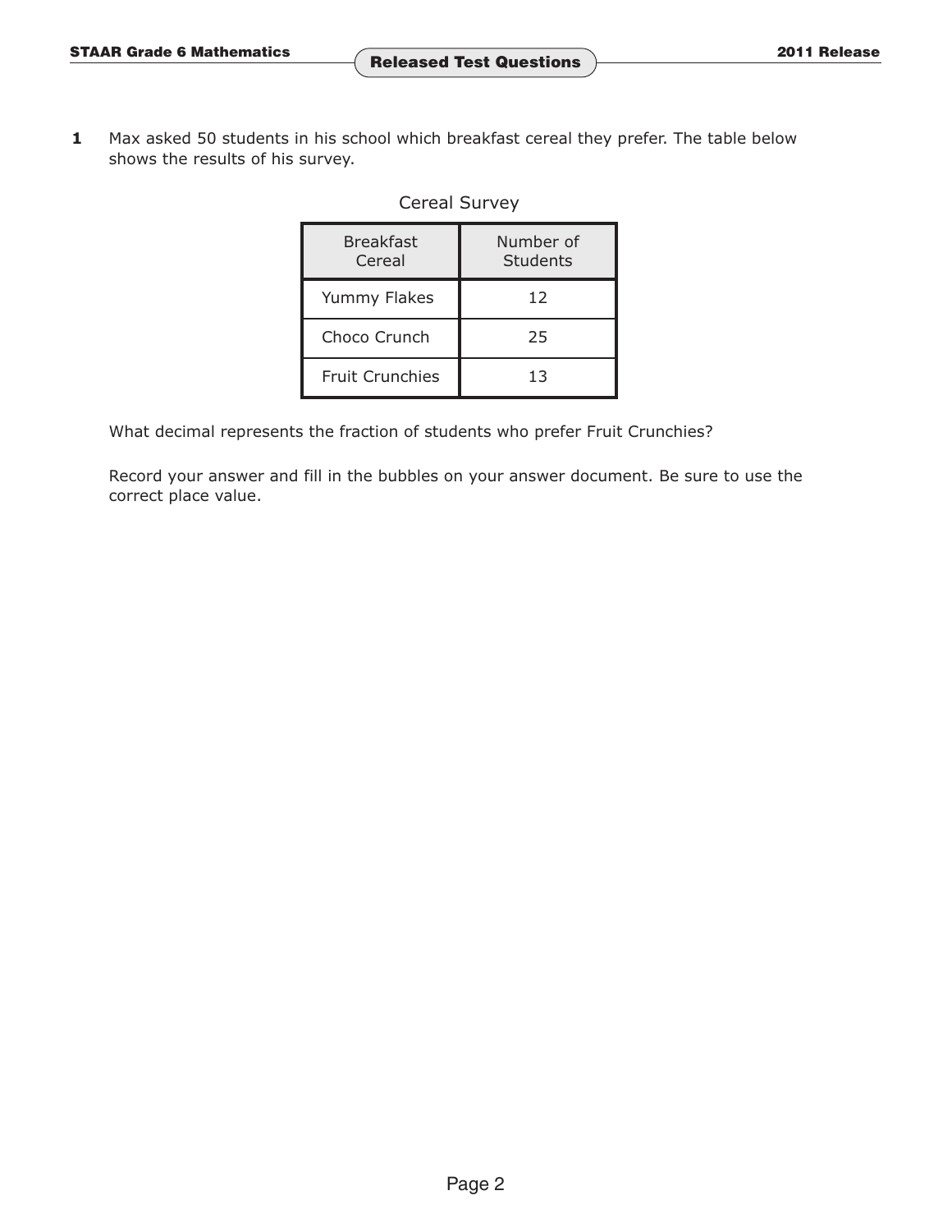**1** Max asked 50 students in his school which breakfast cereal they prefer. The table below shows the results of his survey.

Cereal Survey

| Breakfast Cereal | Number of Students |
|---|---|
| Yummy Flakes | 12 |
| Choco Crunch | 25 |
| Fruit Crunchies | 13 |

What decimal represents the fraction of students who prefer Fruit Crunchies?

Record your answer and fill in the bubbles on your answer document. Be sure to use the correct place value.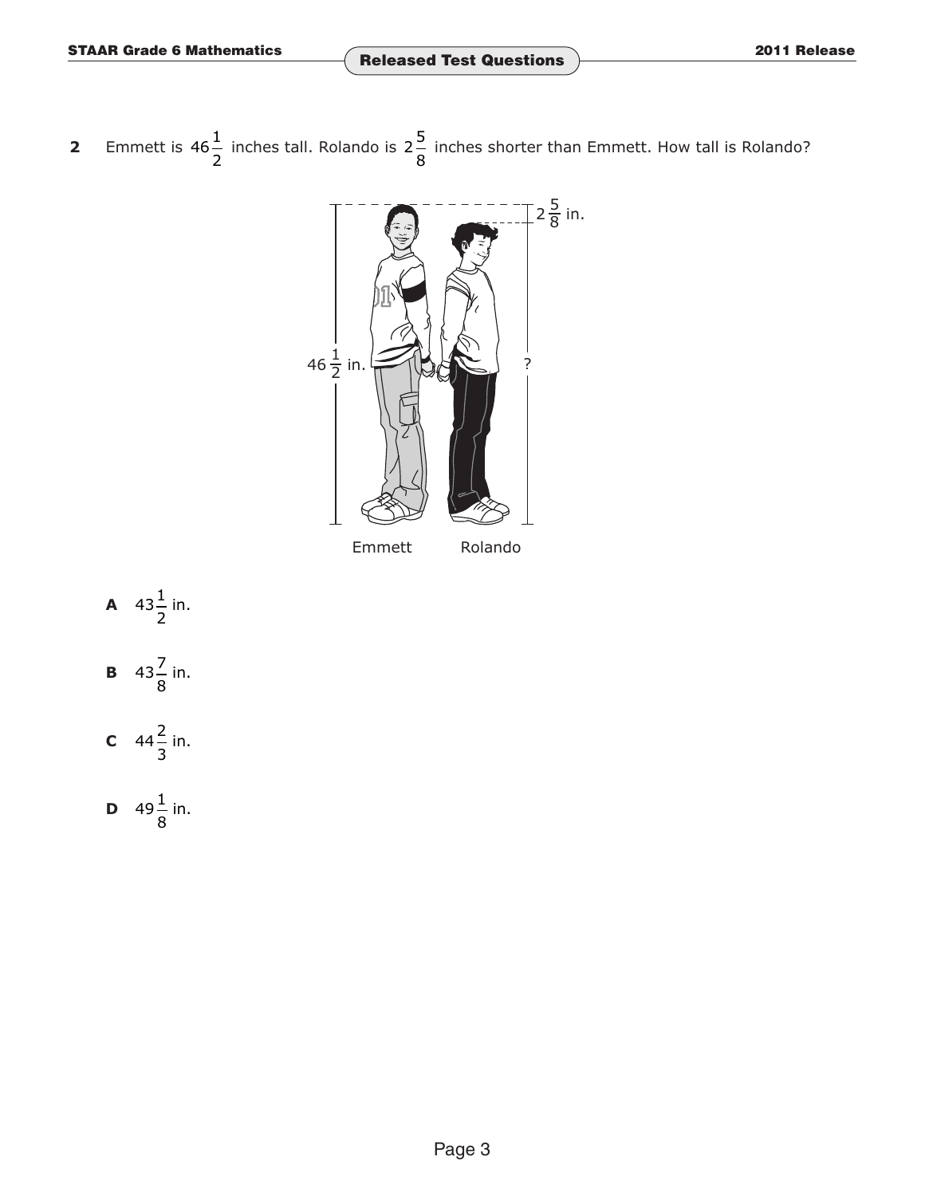**2** Emmett is $46\frac{1}{2}$ inches tall. Rolando is $2\frac{5}{8}$ inches shorter than Emmett. How tall is Rolando?

**A** $43\frac{1}{2}$ in.

**B** $43\frac{7}{8}$ in.

**C** $44\frac{2}{3}$ in.

**D** $49\frac{1}{8}$ in.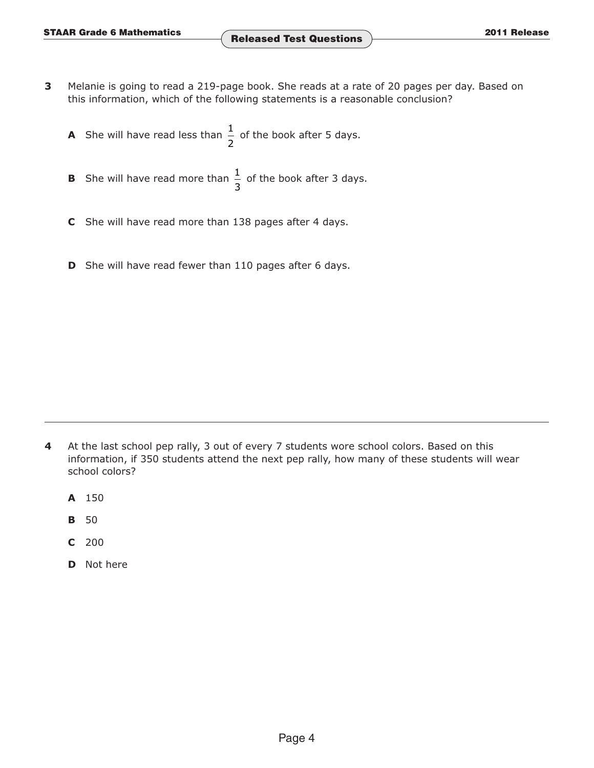**3** Melanie is going to read a 219-page book. She reads at a rate of 20 pages per day. Based on this information, which of the following statements is a reasonable conclusion?

**A** She will have read less than $\frac{1}{2}$ of the book after 5 days.

**B** She will have read more than $\frac{1}{3}$ of the book after 3 days.

**C** She will have read more than 138 pages after 4 days.

**D** She will have read fewer than 110 pages after 6 days.

---

**4** At the last school pep rally, 3 out of every 7 students wore school colors. Based on this information, if 350 students attend the next pep rally, how many of these students will wear school colors?

**A** 150

**B** 50

**C** 200

**D** Not here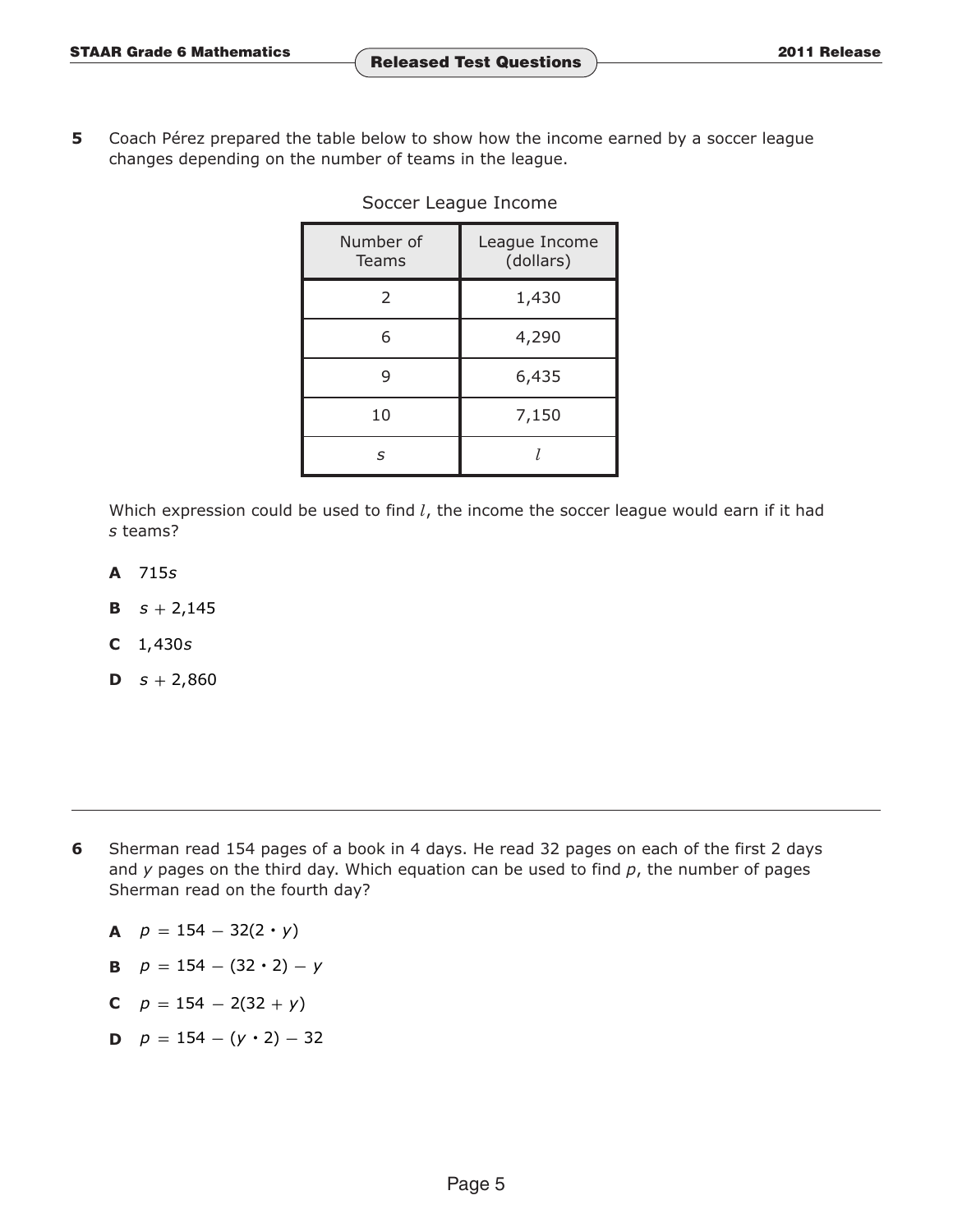**5** Coach Pérez prepared the table below to show how the income earned by a soccer league changes depending on the number of teams in the league.

Soccer League Income

| Number of Teams | League Income (dollars) |
|---|---|
| 2 | 1,430 |
| 6 | 4,290 |
| 9 | 6,435 |
| 10 | 7,150 |
| $s$ | $l$ |

Which expression could be used to find $l$, the income the soccer league would earn if it had $s$ teams?

**A** $715s$

**B** $s + 2{,}145$

**C** $1{,}430s$

**D** $s + 2{,}860$

---

**6** Sherman read 154 pages of a book in 4 days. He read 32 pages on each of the first 2 days and $y$ pages on the third day. Which equation can be used to find $p$, the number of pages Sherman read on the fourth day?

**A** $p = 154 - 32(2 \cdot y)$

**B** $p = 154 - (32 \cdot 2) - y$

**C** $p = 154 - 2(32 + y)$

**D** $p = 154 - (y \cdot 2) - 32$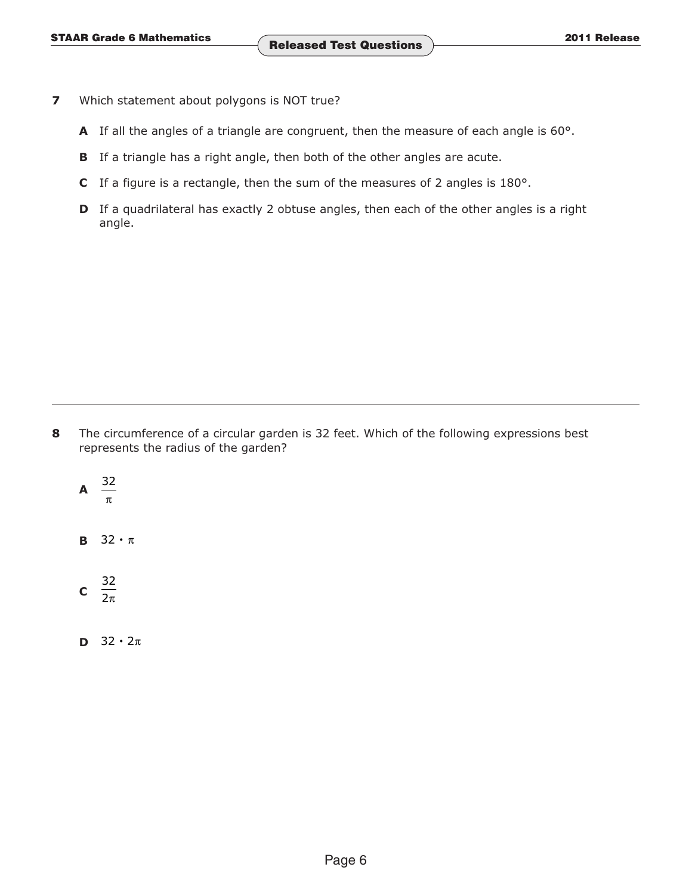**7** Which statement about polygons is NOT true?

**A** If all the angles of a triangle are congruent, then the measure of each angle is 60°.

**B** If a triangle has a right angle, then both of the other angles are acute.

**C** If a figure is a rectangle, then the sum of the measures of 2 angles is 180°.

**D** If a quadrilateral has exactly 2 obtuse angles, then each of the other angles is a right angle.

---

**8** The circumference of a circular garden is 32 feet. Which of the following expressions best represents the radius of the garden?

**A** $\frac{32}{\pi}$

**B** $32 \cdot \pi$

**C** $\frac{32}{2\pi}$

**D** $32 \cdot 2\pi$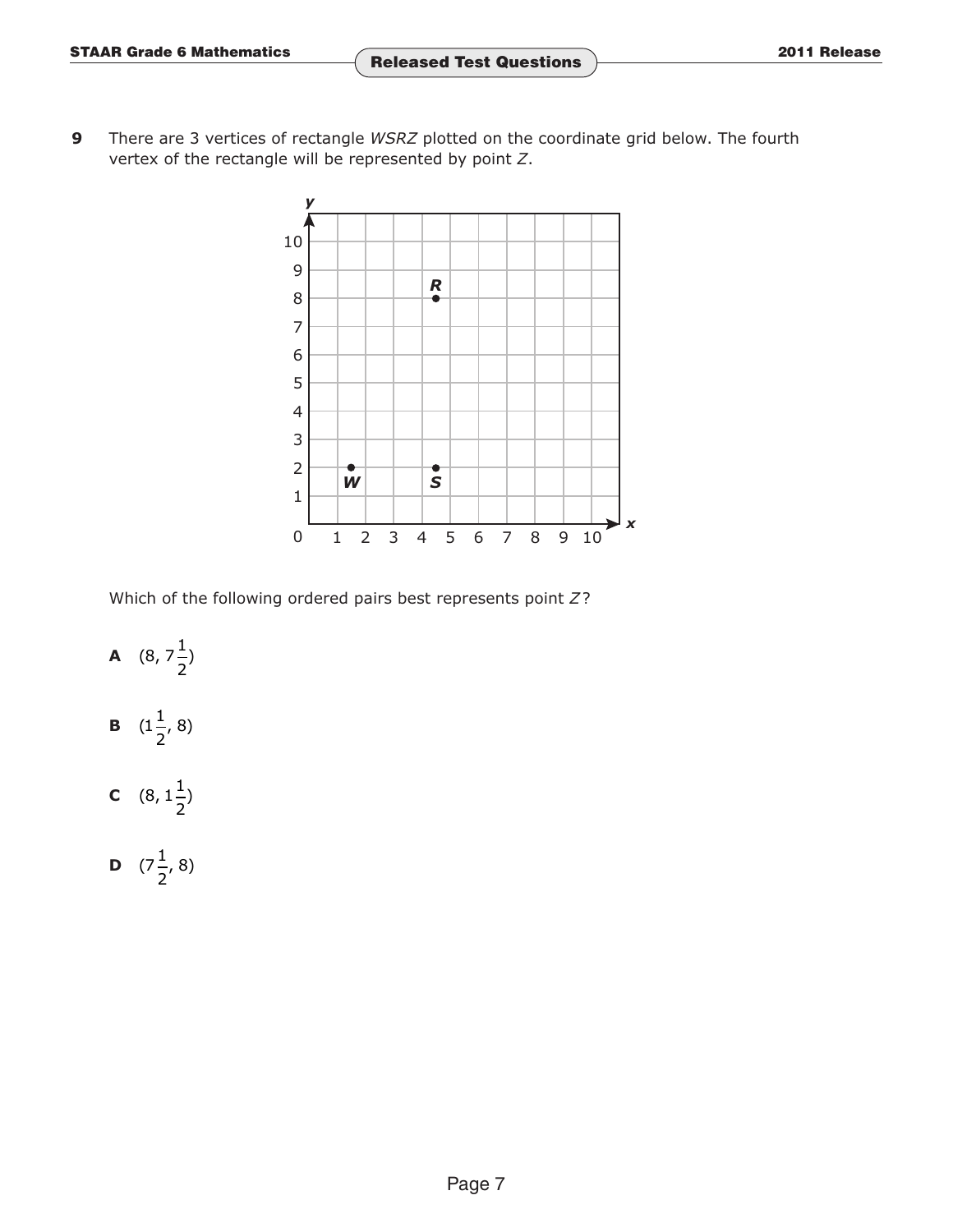**9** There are 3 vertices of rectangle *WSRZ* plotted on the coordinate grid below. The fourth vertex of the rectangle will be represented by point *Z*.

Which of the following ordered pairs best represents point *Z*?

**A** $(8, 7\frac{1}{2})$

**B** $(1\frac{1}{2}, 8)$

**C** $(8, 1\frac{1}{2})$

**D** $(7\frac{1}{2}, 8)$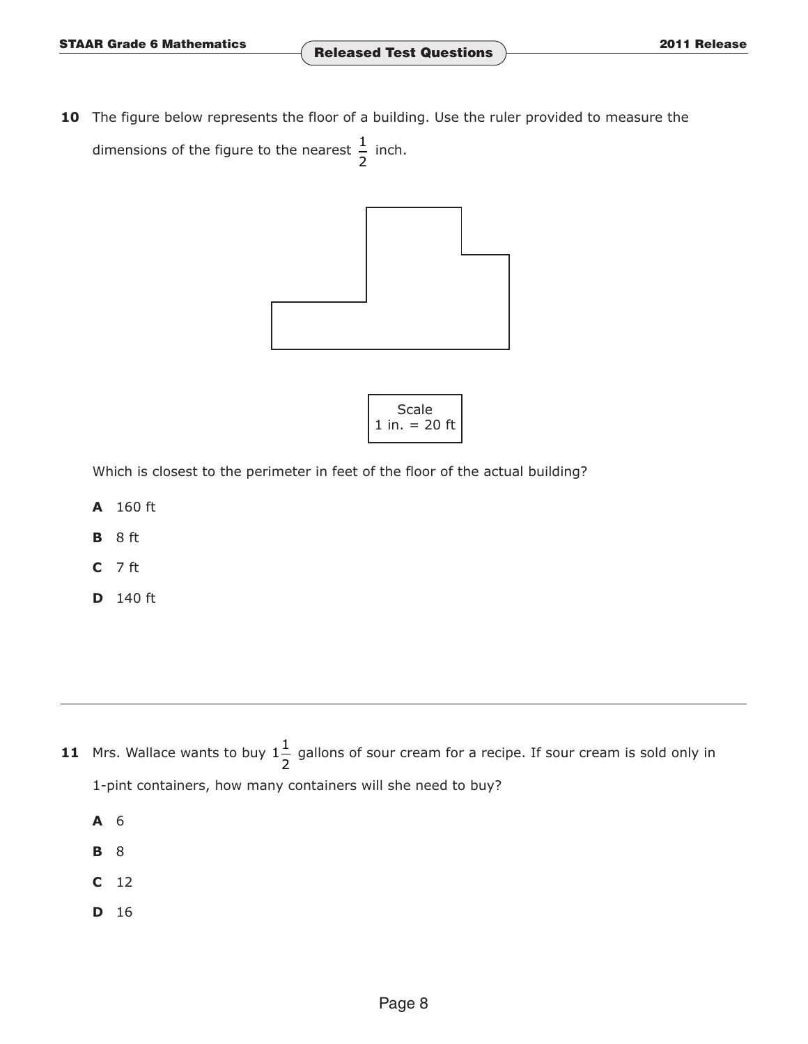**10** The figure below represents the floor of a building. Use the ruler provided to measure the dimensions of the figure to the nearest $\frac{1}{2}$ inch.

Scale
1 in. = 20 ft

Which is closest to the perimeter in feet of the floor of the actual building?

**A** 160 ft

**B** 8 ft

**C** 7 ft

**D** 140 ft

---

**11** Mrs. Wallace wants to buy $1\frac{1}{2}$ gallons of sour cream for a recipe. If sour cream is sold only in 1-pint containers, how many containers will she need to buy?

**A** 6

**B** 8

**C** 12

**D** 16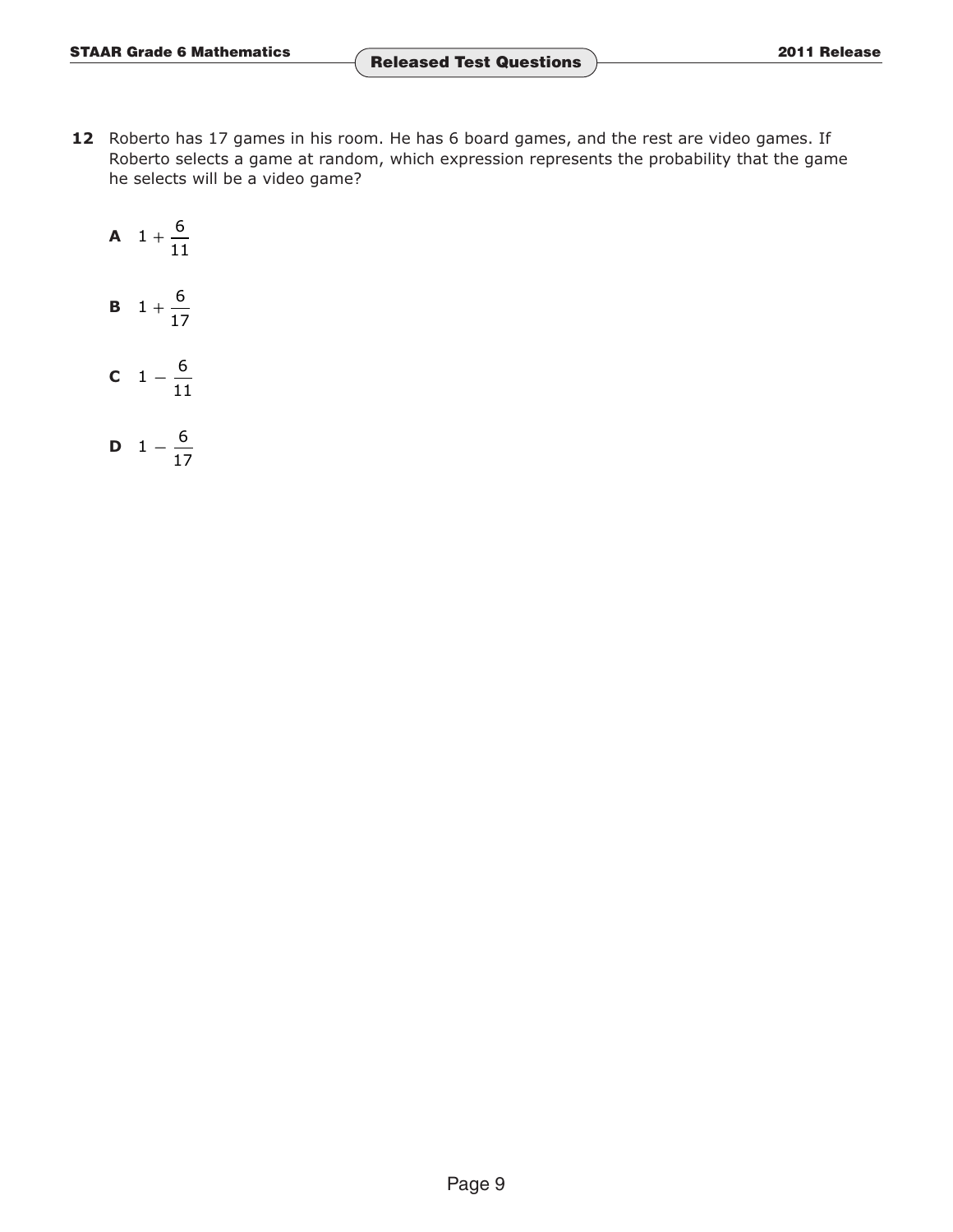**12** Roberto has 17 games in his room. He has 6 board games, and the rest are video games. If Roberto selects a game at random, which expression represents the probability that the game he selects will be a video game?

**A** $1 + \frac{6}{11}$

**B** $1 + \frac{6}{17}$

**C** $1 - \frac{6}{11}$

**D** $1 - \frac{6}{17}$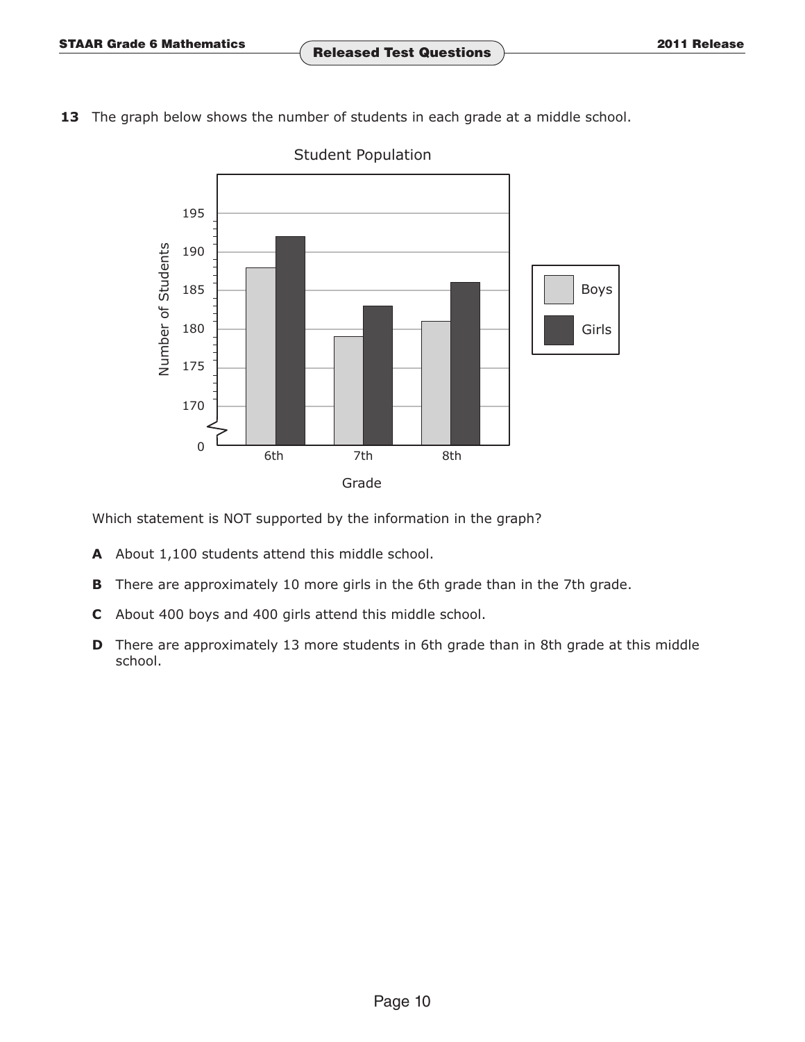**13** The graph below shows the number of students in each grade at a middle school.

Student Population

Which statement is NOT supported by the information in the graph?

**A** About 1,100 students attend this middle school.

**B** There are approximately 10 more girls in the 6th grade than in the 7th grade.

**C** About 400 boys and 400 girls attend this middle school.

**D** There are approximately 13 more students in 6th grade than in 8th grade at this middle school.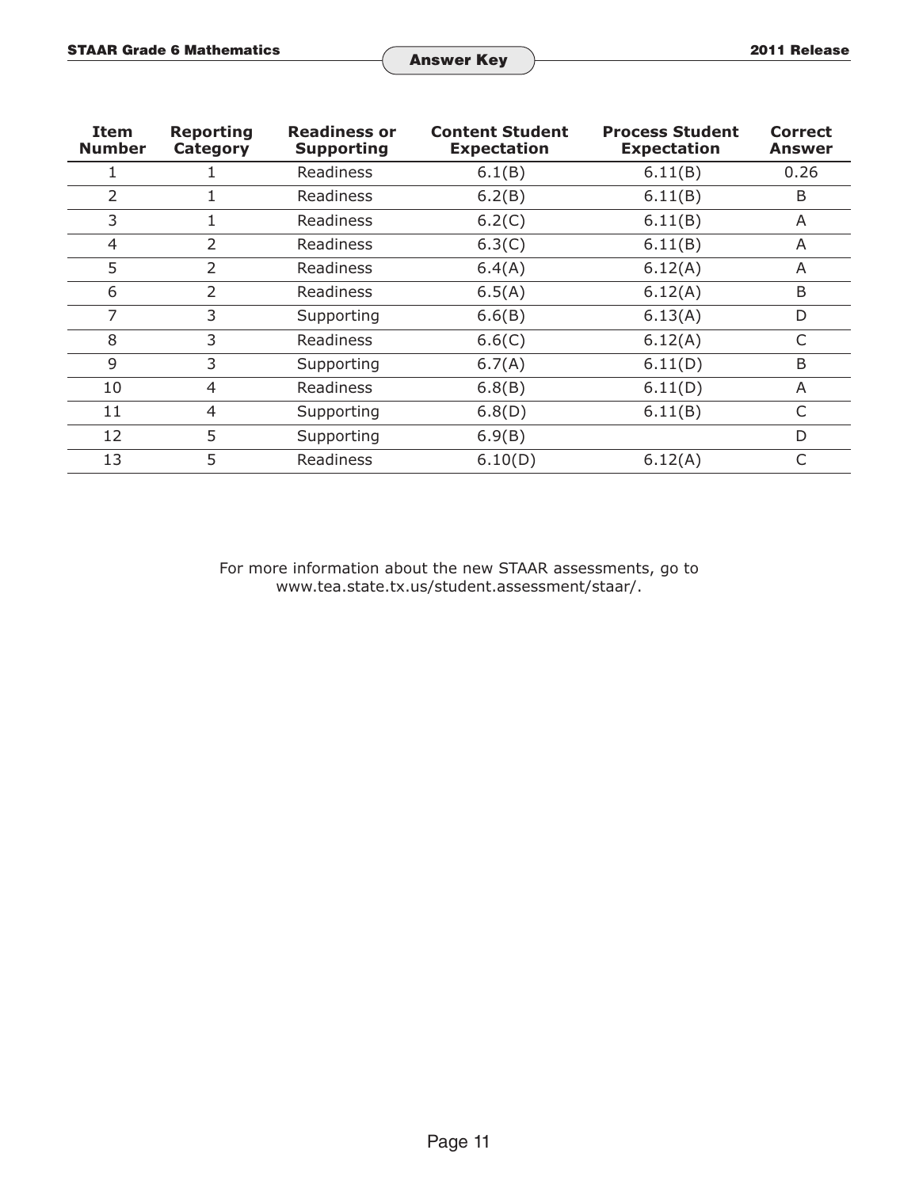| Item Number | Reporting Category | Readiness or Supporting | Content Student Expectation | Process Student Expectation | Correct Answer |
|---|---|---|---|---|---|
| 1 | 1 | Readiness | 6.1(B) | 6.11(B) | 0.26 |
| 2 | 1 | Readiness | 6.2(B) | 6.11(B) | B |
| 3 | 1 | Readiness | 6.2(C) | 6.11(B) | A |
| 4 | 2 | Readiness | 6.3(C) | 6.11(B) | A |
| 5 | 2 | Readiness | 6.4(A) | 6.12(A) | A |
| 6 | 2 | Readiness | 6.5(A) | 6.12(A) | B |
| 7 | 3 | Supporting | 6.6(B) | 6.13(A) | D |
| 8 | 3 | Readiness | 6.6(C) | 6.12(A) | C |
| 9 | 3 | Supporting | 6.7(A) | 6.11(D) | B |
| 10 | 4 | Readiness | 6.8(B) | 6.11(D) | A |
| 11 | 4 | Supporting | 6.8(D) | 6.11(B) | C |
| 12 | 5 | Supporting | 6.9(B) | | D |
| 13 | 5 | Readiness | 6.10(D) | 6.12(A) | C |

For more information about the new STAAR assessments, go to www.tea.state.tx.us/student.assessment/staar/.